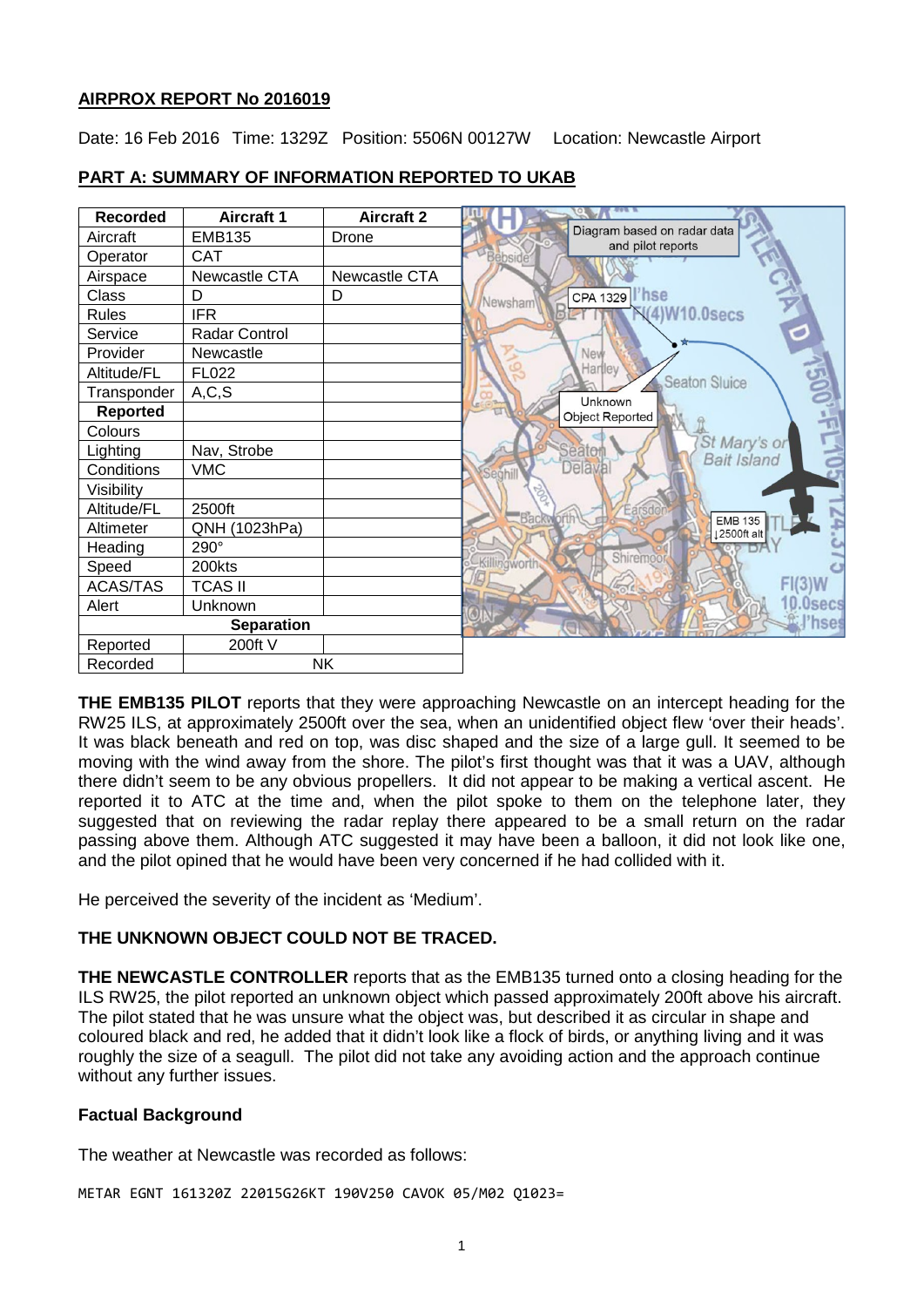**AIRPROX REPORT No 2016019**

Date: 16 Feb 2016 Time: 1329Z Position: 5506N 00127W Location: Newcastle Airport

**PART A: SUMMARY OF INFORMATION REPORTED TO UKAB**

| Recorded | Aircraft 1 | Aircraft 2 |
|---|---|---|
| Aircraft | EMB135 | Drone |
| Operator | CAT | |
| Airspace | Newcastle CTA | Newcastle CTA |
| Class | D | D |
| Rules | IFR | |
| Service | Radar Control | |
| Provider | Newcastle | |
| Altitude/FL | FL022 | |
| Transponder | A,C,S | |
| **Reported** | | |
| Colours | | |
| Lighting | Nav, Strobe | |
| Conditions | VMC | |
| Visibility | | |
| Altitude/FL | 2500ft | |
| Altimeter | QNH (1023hPa) | |
| Heading | 290° | |
| Speed | 200kts | |
| ACAS/TAS | TCAS II | |
| Alert | Unknown | |
| **Separation** | | |
| Reported | 200ft V | |
| Recorded | NK | |

**THE EMB135 PILOT** reports that they were approaching Newcastle on an intercept heading for the RW25 ILS, at approximately 2500ft over the sea, when an unidentified object flew 'over their heads'. It was black beneath and red on top, was disc shaped and the size of a large gull. It seemed to be moving with the wind away from the shore. The pilot's first thought was that it was a UAV, although there didn't seem to be any obvious propellers. It did not appear to be making a vertical ascent. He reported it to ATC at the time and, when the pilot spoke to them on the telephone later, they suggested that on reviewing the radar replay there appeared to be a small return on the radar passing above them. Although ATC suggested it may have been a balloon, it did not look like one, and the pilot opined that he would have been very concerned if he had collided with it.

He perceived the severity of the incident as 'Medium'.

**THE UNKNOWN OBJECT COULD NOT BE TRACED.**

**THE NEWCASTLE CONTROLLER** reports that as the EMB135 turned onto a closing heading for the ILS RW25, the pilot reported an unknown object which passed approximately 200ft above his aircraft. The pilot stated that he was unsure what the object was, but described it as circular in shape and coloured black and red, he added that it didn't look like a flock of birds, or anything living and it was roughly the size of a seagull. The pilot did not take any avoiding action and the approach continue without any further issues.

### Factual Background

The weather at Newcastle was recorded as follows:

```
METAR EGNT 161320Z 22015G26KT 190V250 CAVOK 05/M02 Q1023=
```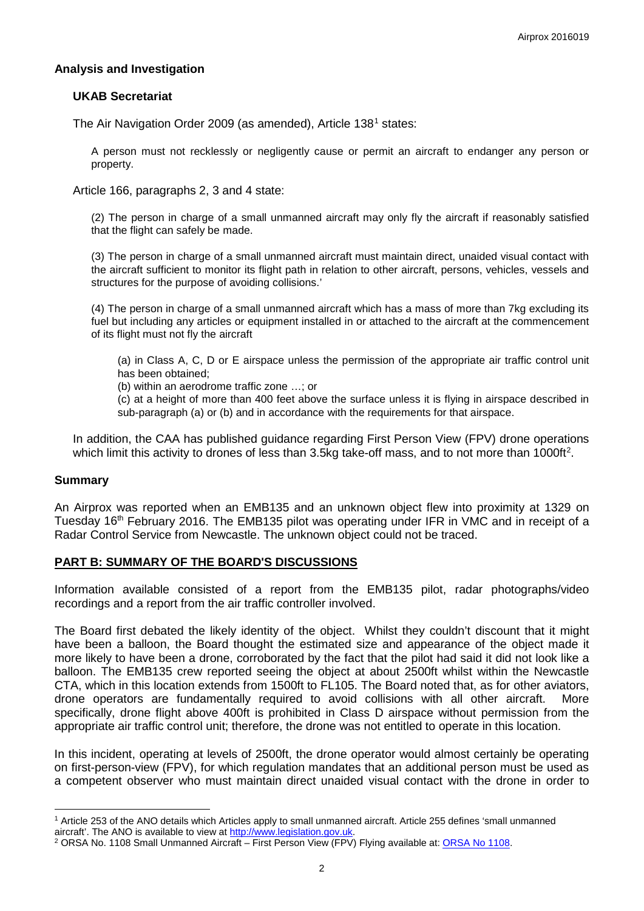## Analysis and Investigation

### UKAB Secretariat

The Air Navigation Order 2009 (as amended), Article 138[1] states:

> A person must not recklessly or negligently cause or permit an aircraft to endanger any person or property.

Article 166, paragraphs 2, 3 and 4 state:

> (2) The person in charge of a small unmanned aircraft may only fly the aircraft if reasonably satisfied that the flight can safely be made.
>
> (3) The person in charge of a small unmanned aircraft must maintain direct, unaided visual contact with the aircraft sufficient to monitor its flight path in relation to other aircraft, persons, vehicles, vessels and structures for the purpose of avoiding collisions.'
>
> (4) The person in charge of a small unmanned aircraft which has a mass of more than 7kg excluding its fuel but including any articles or equipment installed in or attached to the aircraft at the commencement of its flight must not fly the aircraft
>
> > (a) in Class A, C, D or E airspace unless the permission of the appropriate air traffic control unit has been obtained;
> >
> > (b) within an aerodrome traffic zone …; or
> >
> > (c) at a height of more than 400 feet above the surface unless it is flying in airspace described in sub-paragraph (a) or (b) and in accordance with the requirements for that airspace.

In addition, the CAA has published guidance regarding First Person View (FPV) drone operations which limit this activity to drones of less than 3.5kg take-off mass, and to not more than 1000ft[2].

## Summary

An Airprox was reported when an EMB135 and an unknown object flew into proximity at 1329 on Tuesday 16th February 2016. The EMB135 pilot was operating under IFR in VMC and in receipt of a Radar Control Service from Newcastle. The unknown object could not be traced.

## PART B: SUMMARY OF THE BOARD'S DISCUSSIONS

Information available consisted of a report from the EMB135 pilot, radar photographs/video recordings and a report from the air traffic controller involved.

The Board first debated the likely identity of the object. Whilst they couldn't discount that it might have been a balloon, the Board thought the estimated size and appearance of the object made it more likely to have been a drone, corroborated by the fact that the pilot had said it did not look like a balloon. The EMB135 crew reported seeing the object at about 2500ft whilst within the Newcastle CTA, which in this location extends from 1500ft to FL105. The Board noted that, as for other aviators, drone operators are fundamentally required to avoid collisions with all other aircraft. More specifically, drone flight above 400ft is prohibited in Class D airspace without permission from the appropriate air traffic control unit; therefore, the drone was not entitled to operate in this location.

In this incident, operating at levels of 2500ft, the drone operator would almost certainly be operating on first-person-view (FPV), for which regulation mandates that an additional person must be used as a competent observer who must maintain direct unaided visual contact with the drone in order to

---

[1] Article 253 of the ANO details which Articles apply to small unmanned aircraft. Article 255 defines 'small unmanned aircraft'. The ANO is available to view at http://www.legislation.gov.uk.

[2] ORSA No. 1108 Small Unmanned Aircraft – First Person View (FPV) Flying available at: ORSA No 1108.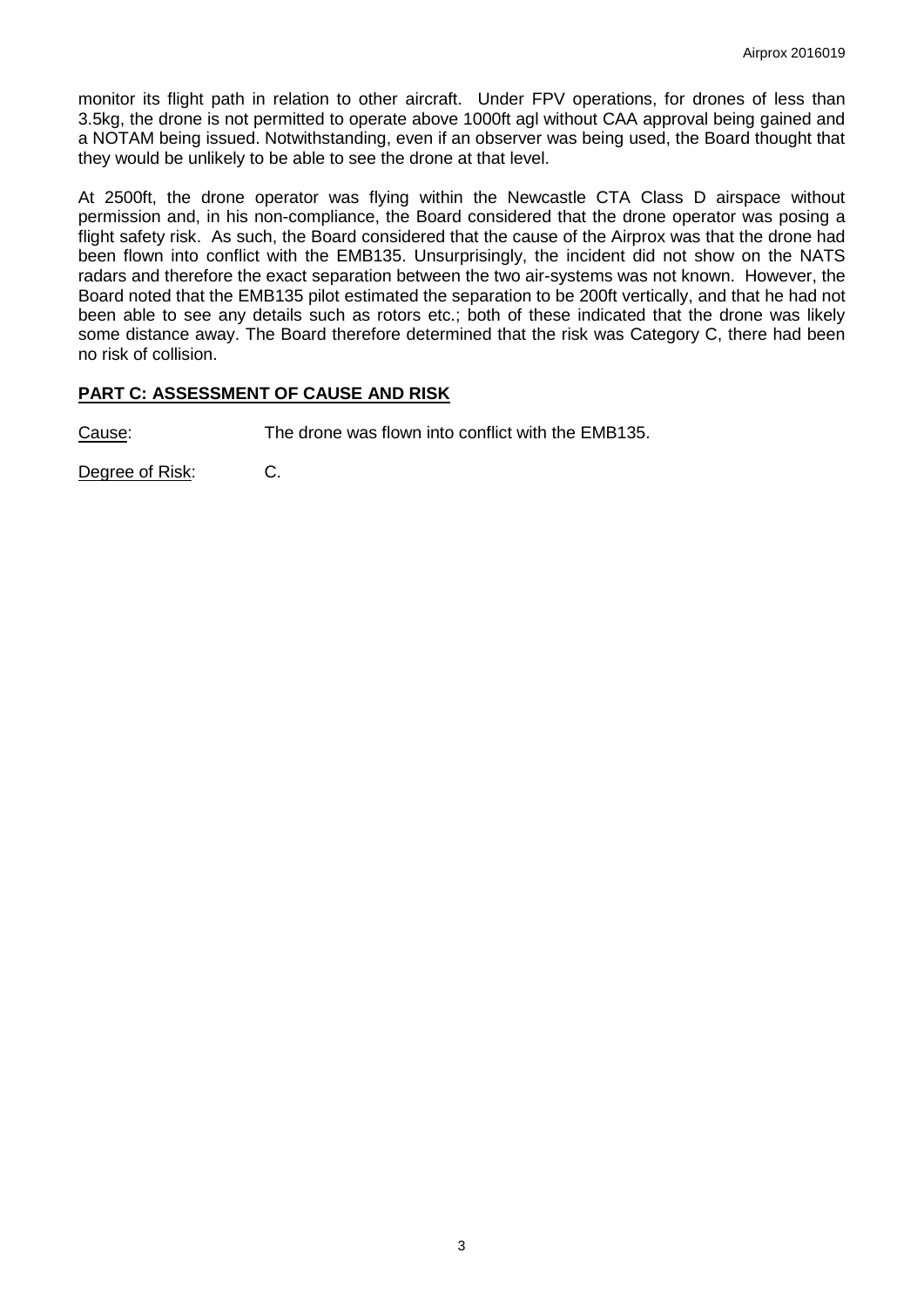monitor its flight path in relation to other aircraft. Under FPV operations, for drones of less than 3.5kg, the drone is not permitted to operate above 1000ft agl without CAA approval being gained and a NOTAM being issued. Notwithstanding, even if an observer was being used, the Board thought that they would be unlikely to be able to see the drone at that level.

At 2500ft, the drone operator was flying within the Newcastle CTA Class D airspace without permission and, in his non-compliance, the Board considered that the drone operator was posing a flight safety risk. As such, the Board considered that the cause of the Airprox was that the drone had been flown into conflict with the EMB135. Unsurprisingly, the incident did not show on the NATS radars and therefore the exact separation between the two air-systems was not known. However, the Board noted that the EMB135 pilot estimated the separation to be 200ft vertically, and that he had not been able to see any details such as rotors etc.; both of these indicated that the drone was likely some distance away. The Board therefore determined that the risk was Category C, there had been no risk of collision.

## PART C: ASSESSMENT OF CAUSE AND RISK

Cause: The drone was flown into conflict with the EMB135.

Degree of Risk: C.